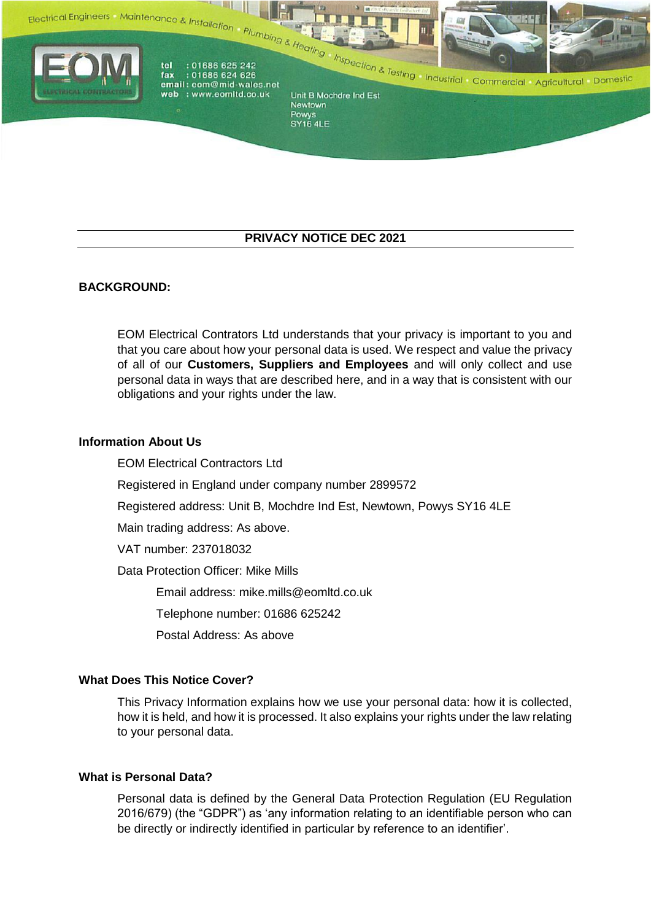Electrical Engineers · Maintenance & Installation · Plumbing & Heating · Inspection & Testing · Industrial · Commercial · Agricultural · Domestic

EOM ELECTRICAL CONTRACTORS

tel : 01686 625 242
fax : 01686 624 626
email : eom@mid-wales.net
web : www.eomltd.co.uk

Unit B Mochdre Ind Est
Newtown
Powys
SY16 4LE

# PRIVACY NOTICE DEC 2021

## BACKGROUND:

EOM Electrical Contrators Ltd understands that your privacy is important to you and that you care about how your personal data is used. We respect and value the privacy of all of our **Customers, Suppliers and Employees** and will only collect and use personal data in ways that are described here, and in a way that is consistent with our obligations and your rights under the law.

## Information About Us

EOM Electrical Contractors Ltd

Registered in England under company number 2899572

Registered address: Unit B, Mochdre Ind Est, Newtown, Powys SY16 4LE

Main trading address: As above.

VAT number: 237018032

Data Protection Officer: Mike Mills

Email address: mike.mills@eomltd.co.uk

Telephone number: 01686 625242

Postal Address: As above

## What Does This Notice Cover?

This Privacy Information explains how we use your personal data: how it is collected, how it is held, and how it is processed. It also explains your rights under the law relating to your personal data.

## What is Personal Data?

Personal data is defined by the General Data Protection Regulation (EU Regulation 2016/679) (the "GDPR") as 'any information relating to an identifiable person who can be directly or indirectly identified in particular by reference to an identifier'.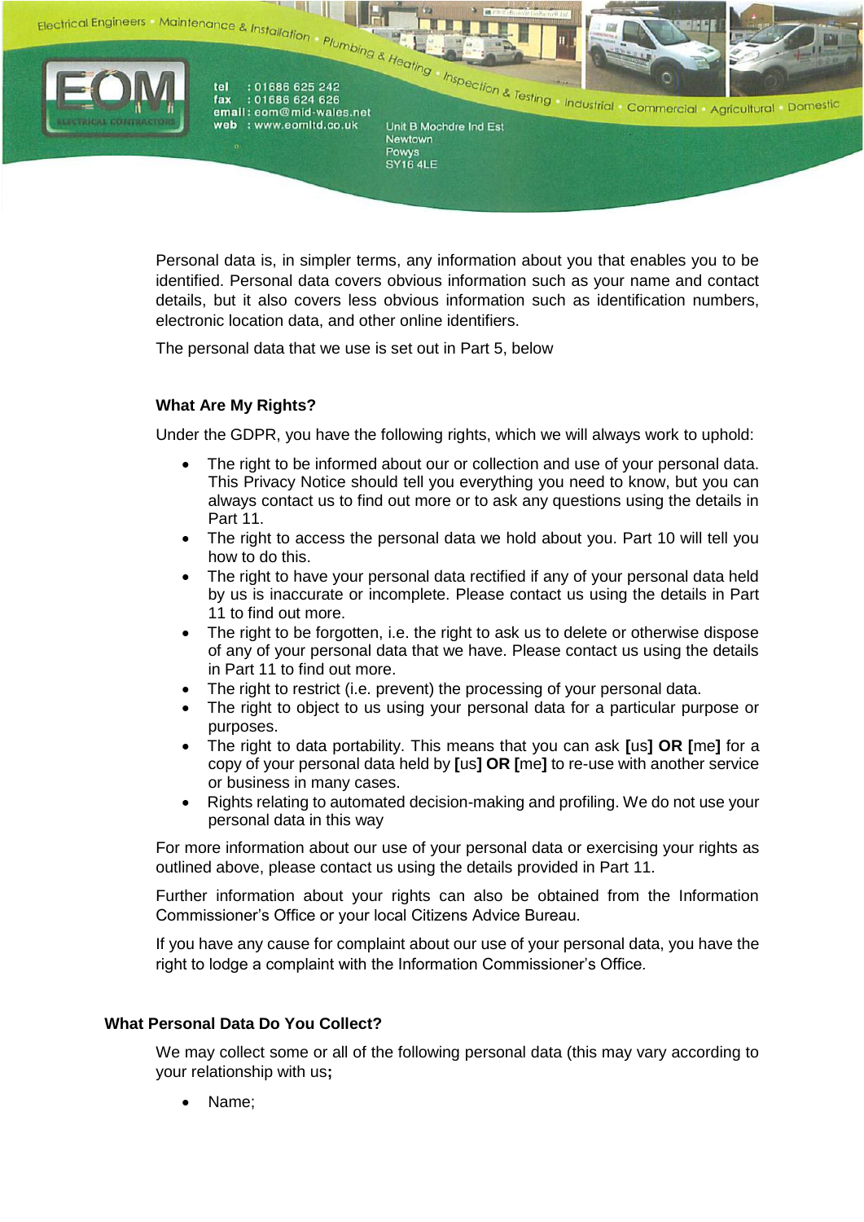Personal data is, in simpler terms, any information about you that enables you to be identified. Personal data covers obvious information such as your name and contact details, but it also covers less obvious information such as identification numbers, electronic location data, and other online identifiers.

The personal data that we use is set out in Part 5, below

**What Are My Rights?**

Under the GDPR, you have the following rights, which we will always work to uphold:

- The right to be informed about our or collection and use of your personal data. This Privacy Notice should tell you everything you need to know, but you can always contact us to find out more or to ask any questions using the details in Part 11.
- The right to access the personal data we hold about you. Part 10 will tell you how to do this.
- The right to have your personal data rectified if any of your personal data held by us is inaccurate or incomplete. Please contact us using the details in Part 11 to find out more.
- The right to be forgotten, i.e. the right to ask us to delete or otherwise dispose of any of your personal data that we have. Please contact us using the details in Part 11 to find out more.
- The right to restrict (i.e. prevent) the processing of your personal data.
- The right to object to us using your personal data for a particular purpose or purposes.
- The right to data portability. This means that you can ask **[**us**] OR [**me**]** for a copy of your personal data held by **[**us**] OR [**me**]** to re-use with another service or business in many cases.
- Rights relating to automated decision-making and profiling. We do not use your personal data in this way

For more information about our use of your personal data or exercising your rights as outlined above, please contact us using the details provided in Part 11.

Further information about your rights can also be obtained from the Information Commissioner's Office or your local Citizens Advice Bureau.

If you have any cause for complaint about our use of your personal data, you have the right to lodge a complaint with the Information Commissioner's Office.

**What Personal Data Do You Collect?**

We may collect some or all of the following personal data (this may vary according to your relationship with us**;**

- Name;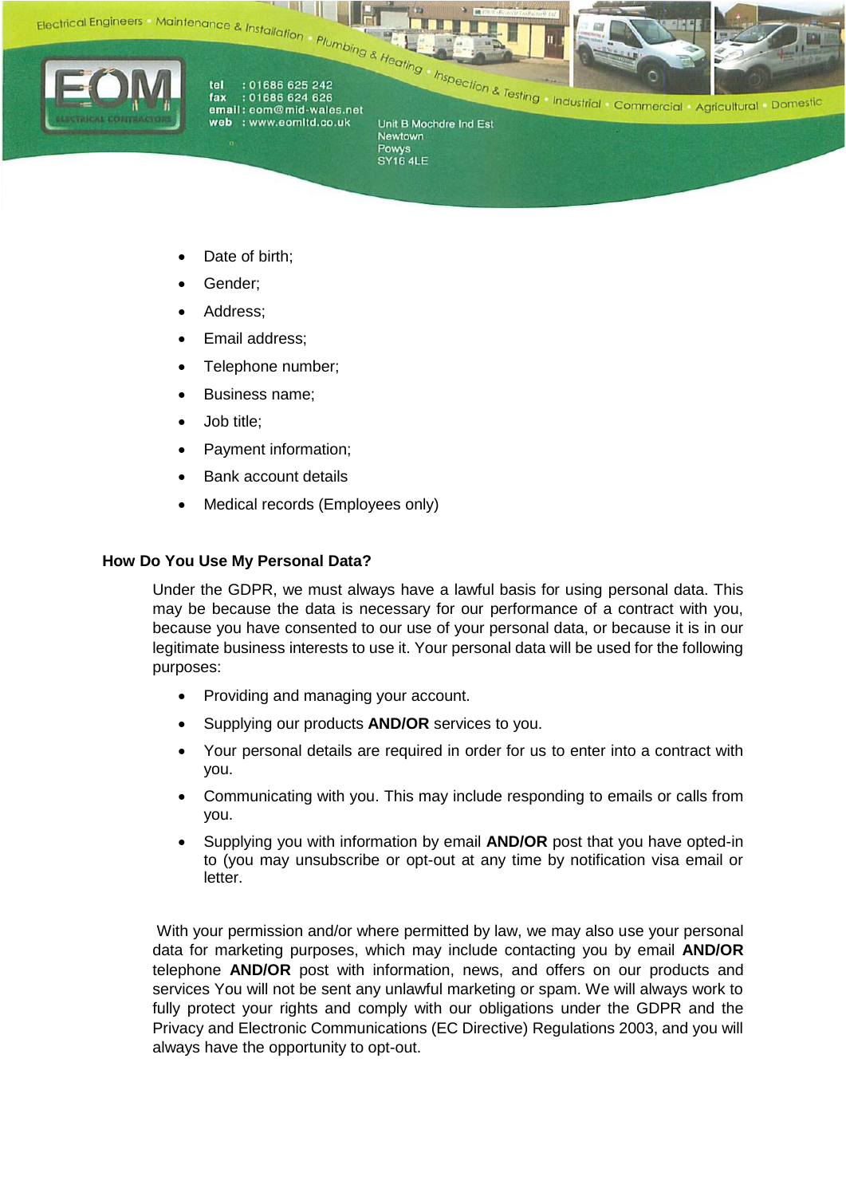- Date of birth;
- Gender;
- Address;
- Email address;
- Telephone number;
- Business name;
- Job title;
- Payment information;
- Bank account details
- Medical records (Employees only)

**How Do You Use My Personal Data?**

Under the GDPR, we must always have a lawful basis for using personal data. This may be because the data is necessary for our performance of a contract with you, because you have consented to our use of your personal data, or because it is in our legitimate business interests to use it. Your personal data will be used for the following purposes:

- Providing and managing your account.
- Supplying our products **AND/OR** services to you.
- Your personal details are required in order for us to enter into a contract with you.
- Communicating with you. This may include responding to emails or calls from you.
- Supplying you with information by email **AND/OR** post that you have opted-in to (you may unsubscribe or opt-out at any time by notification visa email or letter.

With your permission and/or where permitted by law, we may also use your personal data for marketing purposes, which may include contacting you by email **AND/OR** telephone **AND/OR** post with information, news, and offers on our products and services You will not be sent any unlawful marketing or spam. We will always work to fully protect your rights and comply with our obligations under the GDPR and the Privacy and Electronic Communications (EC Directive) Regulations 2003, and you will always have the opportunity to opt-out.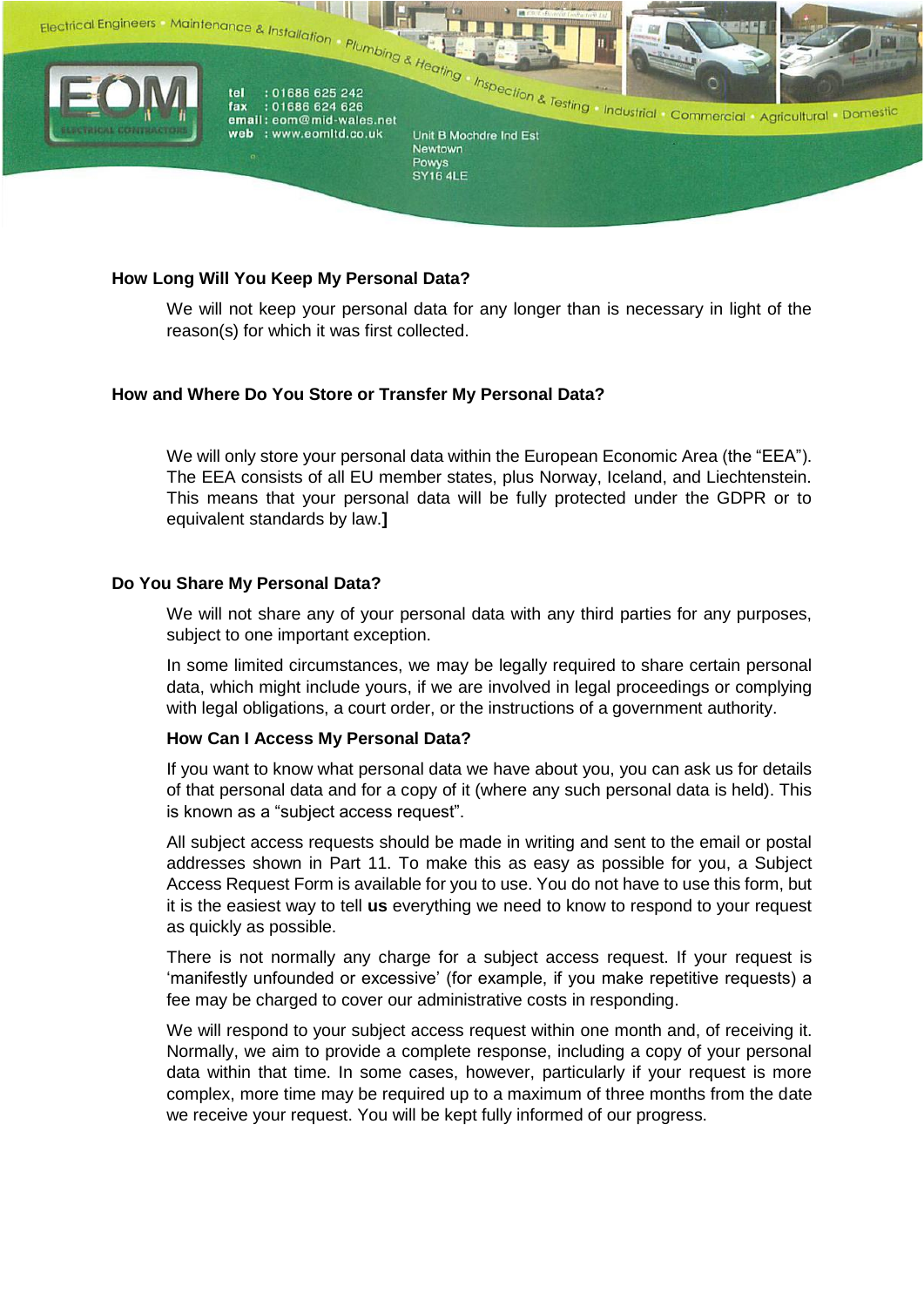### How Long Will You Keep My Personal Data?

We will not keep your personal data for any longer than is necessary in light of the reason(s) for which it was first collected.

### How and Where Do You Store or Transfer My Personal Data?

We will only store your personal data within the European Economic Area (the "EEA"). The EEA consists of all EU member states, plus Norway, Iceland, and Liechtenstein. This means that your personal data will be fully protected under the GDPR or to equivalent standards by law.**]**

### Do You Share My Personal Data?

We will not share any of your personal data with any third parties for any purposes, subject to one important exception.

In some limited circumstances, we may be legally required to share certain personal data, which might include yours, if we are involved in legal proceedings or complying with legal obligations, a court order, or the instructions of a government authority.

### How Can I Access My Personal Data?

If you want to know what personal data we have about you, you can ask us for details of that personal data and for a copy of it (where any such personal data is held). This is known as a "subject access request".

All subject access requests should be made in writing and sent to the email or postal addresses shown in Part 11. To make this as easy as possible for you, a Subject Access Request Form is available for you to use. You do not have to use this form, but it is the easiest way to tell **us** everything we need to know to respond to your request as quickly as possible.

There is not normally any charge for a subject access request. If your request is 'manifestly unfounded or excessive' (for example, if you make repetitive requests) a fee may be charged to cover our administrative costs in responding.

We will respond to your subject access request within one month and, of receiving it. Normally, we aim to provide a complete response, including a copy of your personal data within that time. In some cases, however, particularly if your request is more complex, more time may be required up to a maximum of three months from the date we receive your request. You will be kept fully informed of our progress.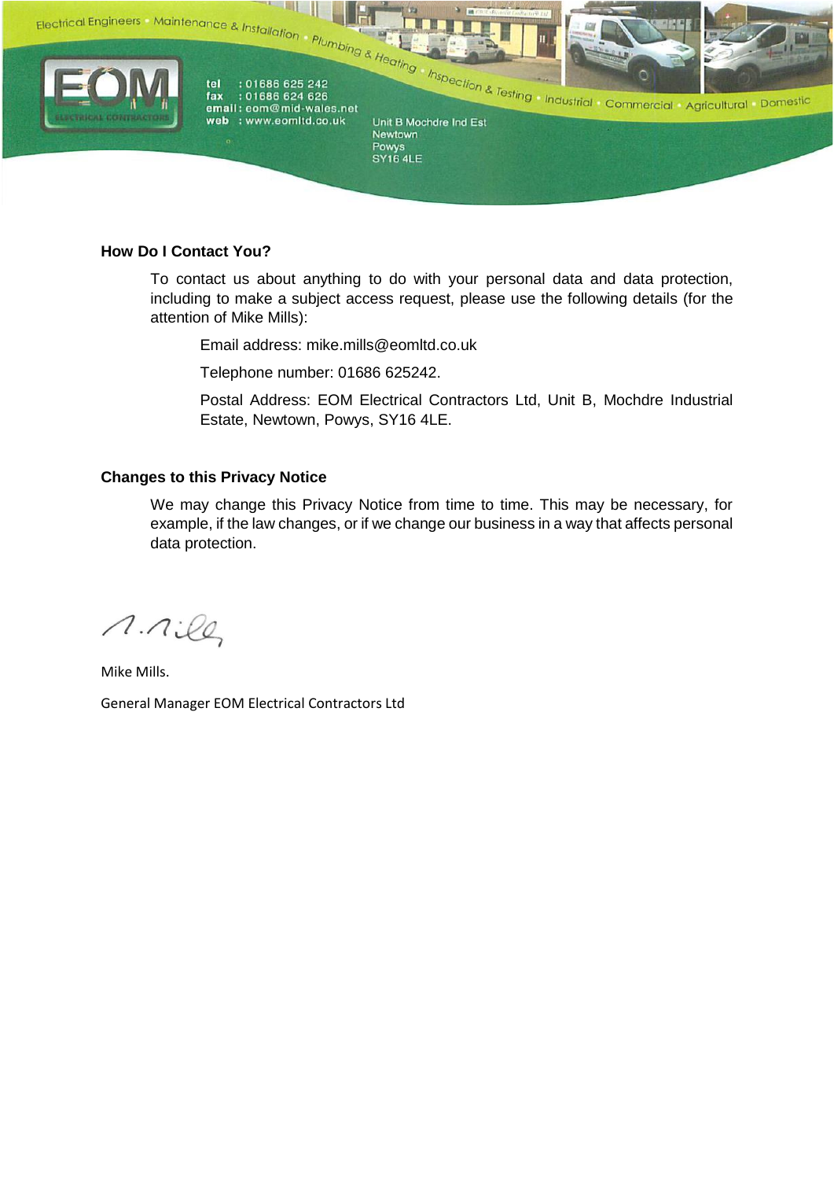### How Do I Contact You?

To contact us about anything to do with your personal data and data protection, including to make a subject access request, please use the following details (for the attention of Mike Mills):

Email address: mike.mills@eomltd.co.uk

Telephone number: 01686 625242.

Postal Address: EOM Electrical Contractors Ltd, Unit B, Mochdre Industrial Estate, Newtown, Powys, SY16 4LE.

### Changes to this Privacy Notice

We may change this Privacy Notice from time to time. This may be necessary, for example, if the law changes, or if we change our business in a way that affects personal data protection.

Mike Mills.

General Manager EOM Electrical Contractors Ltd